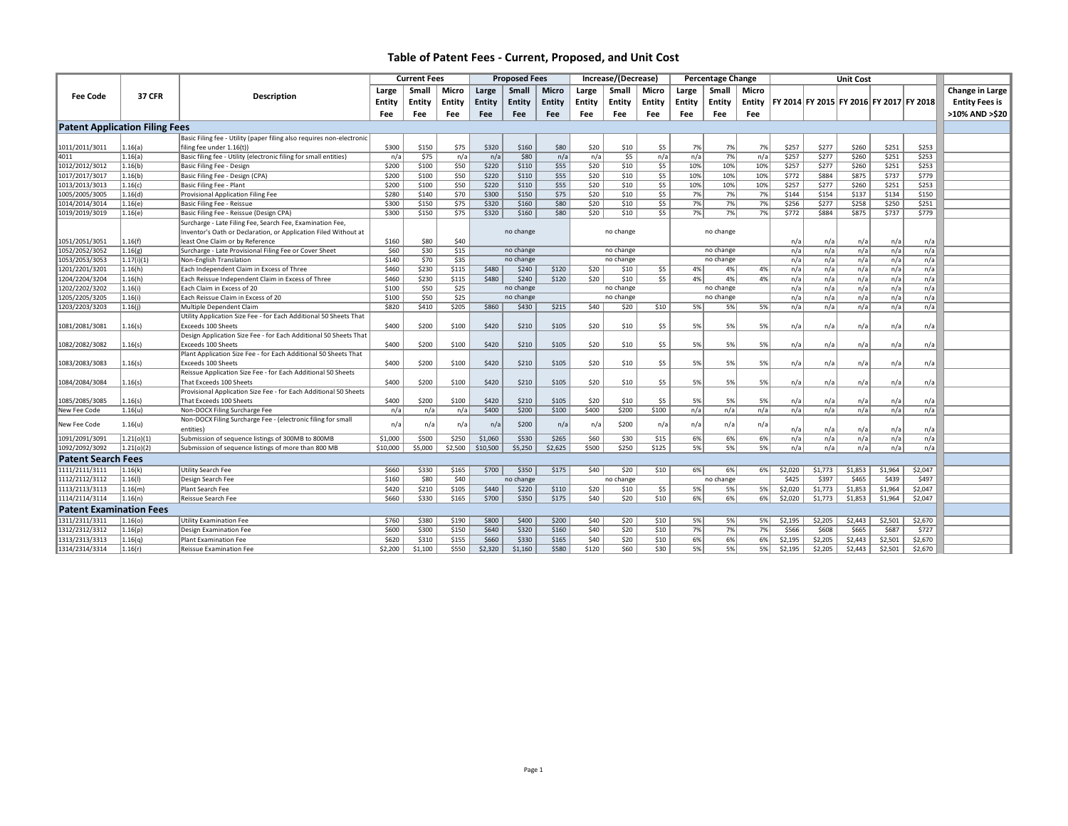# Table of Patent Fees - Current, Proposed, and Unit Cost

| Fee Code | 37 CFR | Description | Current Fees | | | Proposed Fees | | | Increase/(Decrease) | | | Percentage Change | | | Unit Cost | | | | | Change in Large Entity Fees is |
|---|---|---|---|---|---|---|---|---|---|---|---|---|---|---|---|---|---|---|---|---|
| | | | Large Entity Fee | Small Entity Fee | Micro Entity Fee | Large Entity Fee | Small Entity Fee | Micro Entity Fee | Large Entity Fee | Small Entity Fee | Micro Entity Fee | Large Entity Fee | Small Entity Fee | Micro Entity Fee | FY 2014 | FY 2015 | FY 2016 | FY 2017 | FY 2018 | >10% AND >$20 |
| **Patent Application Filing Fees** | | | | | | | | | | | | | | | | | | | | |
| 1011/2011/3011 | 1.16(a) | Basic Filing fee - Utility (paper filing also requires non-electronic filing fee under 1.16(t)) | $300 | $150 | $75 | $320 | $160 | $80 | $20 | $10 | $5 | 7% | 7% | 7% | $257 | $277 | $260 | $251 | $253 | |
| 4011 | 1.16(a) | Basic filing fee - Utility (electronic filing for small entities) | n/a | $75 | n/a | n/a | $80 | n/a | n/a | $5 | n/a | n/a | 7% | n/a | $257 | $277 | $260 | $251 | $253 | |
| 1012/2012/3012 | 1.16(b) | Basic Filing Fee - Design | $200 | $100 | $50 | $220 | $110 | $55 | $20 | $10 | $5 | 10% | 10% | 10% | $257 | $277 | $260 | $251 | $253 | |
| 1017/2017/3017 | 1.16(b) | Basic Filing Fee - Design (CPA) | $200 | $100 | $50 | $220 | $110 | $55 | $20 | $10 | $5 | 10% | 10% | 10% | $772 | $884 | $875 | $737 | $779 | |
| 1013/2013/3013 | 1.16(c) | Basic Filing Fee - Plant | $200 | $100 | $50 | $220 | $110 | $55 | $20 | $10 | $5 | 10% | 10% | 10% | $257 | $277 | $260 | $251 | $253 | |
| 1005/2005/3005 | 1.16(d) | Provisional Application Filing Fee | $280 | $140 | $70 | $300 | $150 | $75 | $20 | $10 | $5 | 7% | 7% | 7% | $144 | $154 | $137 | $134 | $150 | |
| 1014/2014/3014 | 1.16(e) | Basic Filing Fee - Reissue | $300 | $150 | $75 | $320 | $160 | $80 | $20 | $10 | $5 | 7% | 7% | 7% | $256 | $277 | $258 | $250 | $251 | |
| 1019/2019/3019 | 1.16(e) | Basic Filing Fee - Reissue (Design CPA) | $300 | $150 | $75 | $320 | $160 | $80 | $20 | $10 | $5 | 7% | 7% | 7% | $772 | $884 | $875 | $737 | $779 | |
| 1051/2051/3051 | 1.16(f) | Surcharge - Late Filing Fee, Search Fee, Examination Fee, Inventor's Oath or Declaration, or Application Filed Without at least One Claim or by Reference | $160 | $80 | $40 | | no change | | | no change | | | no change | | n/a | n/a | n/a | n/a | n/a | |
| 1052/2052/3052 | 1.16(g) | Surcharge - Late Provisional Filing Fee or Cover Sheet | $60 | $30 | $15 | | no change | | | no change | | | no change | | n/a | n/a | n/a | n/a | n/a | |
| 1053/2053/3053 | 1.17(i)(1) | Non-English Translation | $140 | $70 | $35 | | no change | | | no change | | | no change | | n/a | n/a | n/a | n/a | n/a | |
| 1201/2201/3201 | 1.16(h) | Each Independent Claim in Excess of Three | $460 | $230 | $115 | $480 | $240 | $120 | $20 | $10 | $5 | 4% | 4% | 4% | n/a | n/a | n/a | n/a | n/a | |
| 1204/2204/3204 | 1.16(h) | Each Reissue Independent Claim in Excess of Three | $460 | $230 | $115 | $480 | $240 | $120 | $20 | $10 | $5 | 4% | 4% | 4% | n/a | n/a | n/a | n/a | n/a | |
| 1202/2202/3202 | 1.16(i) | Each Claim in Excess of 20 | $100 | $50 | $25 | | no change | | | no change | | | no change | | n/a | n/a | n/a | n/a | n/a | |
| 1205/2205/3205 | 1.16(i) | Each Reissue Claim in Excess of 20 | $100 | $50 | $25 | | no change | | | no change | | | no change | | n/a | n/a | n/a | n/a | n/a | |
| 1203/2203/3203 | 1.16(j) | Multiple Dependent Claim | $820 | $410 | $205 | $860 | $430 | $215 | $40 | $20 | $10 | 5% | 5% | 5% | n/a | n/a | n/a | n/a | n/a | |
| 1081/2081/3081 | 1.16(s) | Utility Application Size Fee - for Each Additional 50 Sheets That Exceeds 100 Sheets | $400 | $200 | $100 | $420 | $210 | $105 | $20 | $10 | $5 | 5% | 5% | 5% | n/a | n/a | n/a | n/a | n/a | |
| 1082/2082/3082 | 1.16(s) | Design Application Size Fee - for Each Additional 50 Sheets That Exceeds 100 Sheets | $400 | $200 | $100 | $420 | $210 | $105 | $20 | $10 | $5 | 5% | 5% | 5% | n/a | n/a | n/a | n/a | n/a | |
| 1083/2083/3083 | 1.16(s) | Plant Application Size Fee - for Each Additional 50 Sheets That Exceeds 100 Sheets | $400 | $200 | $100 | $420 | $210 | $105 | $20 | $10 | $5 | 5% | 5% | 5% | n/a | n/a | n/a | n/a | n/a | |
| 1084/2084/3084 | 1.16(s) | Reissue Application Size Fee - for Each Additional 50 Sheets That Exceeds 100 Sheets | $400 | $200 | $100 | $420 | $210 | $105 | $20 | $10 | $5 | 5% | 5% | 5% | n/a | n/a | n/a | n/a | n/a | |
| 1085/2085/3085 | 1.16(s) | Provisional Application Size Fee - for Each Additional 50 Sheets That Exceeds 100 Sheets | $400 | $200 | $100 | $420 | $210 | $105 | $20 | $10 | $5 | 5% | 5% | 5% | n/a | n/a | n/a | n/a | n/a | |
| New Fee Code | 1.16(u) | Non-DOCX Filing Surcharge Fee | n/a | n/a | n/a | $400 | $200 | $100 | $400 | $200 | $100 | n/a | n/a | n/a | n/a | n/a | n/a | n/a | n/a | |
| New Fee Code | 1.16(u) | Non-DOCX Filing Surcharge Fee - (electronic filing for small entities) | n/a | n/a | n/a | n/a | $200 | n/a | n/a | $200 | n/a | n/a | n/a | n/a | n/a | n/a | n/a | n/a | n/a | |
| 1091/2091/3091 | 1.21(o)(1) | Submission of sequence listings of 300MB to 800MB | $1,000 | $500 | $250 | $1,060 | $530 | $265 | $60 | $30 | $15 | 6% | 6% | 6% | n/a | n/a | n/a | n/a | n/a | |
| 1092/2092/3092 | 1.21(o)(2) | Submission of sequence listings of more than 800 MB | $10,000 | $5,000 | $2,500 | $10,500 | $5,250 | $2,625 | $500 | $250 | $125 | 5% | 5% | 5% | n/a | n/a | n/a | n/a | n/a | |
| **Patent Search Fees** | | | | | | | | | | | | | | | | | | | | |
| 1111/2111/3111 | 1.16(k) | Utility Search Fee | $660 | $330 | $165 | $700 | $350 | $175 | $40 | $20 | $10 | 6% | 6% | 6% | $2,020 | $1,773 | $1,853 | $1,964 | $2,047 | |
| 1112/2112/3112 | 1.16(l) | Design Search Fee | $160 | $80 | $40 | | no change | | | no change | | | no change | | $425 | $397 | $465 | $439 | $497 | |
| 1113/2113/3113 | 1.16(m) | Plant Search Fee | $420 | $210 | $105 | $440 | $220 | $110 | $20 | $10 | $5 | 5% | 5% | 5% | $2,020 | $1,773 | $1,853 | $1,964 | $2,047 | |
| 1114/2114/3114 | 1.16(n) | Reissue Search Fee | $660 | $330 | $165 | $700 | $350 | $175 | $40 | $20 | $10 | 6% | 6% | 6% | $2,020 | $1,773 | $1,853 | $1,964 | $2,047 | |
| **Patent Examination Fees** | | | | | | | | | | | | | | | | | | | | |
| 1311/2311/3311 | 1.16(o) | Utility Examination Fee | $760 | $380 | $190 | $800 | $400 | $200 | $40 | $20 | $10 | 5% | 5% | 5% | $2,195 | $2,205 | $2,443 | $2,501 | $2,670 | |
| 1312/2312/3312 | 1.16(p) | Design Examination Fee | $600 | $300 | $150 | $640 | $320 | $160 | $40 | $20 | $10 | 7% | 7% | 7% | $566 | $608 | $665 | $687 | $727 | |
| 1313/2313/3313 | 1.16(q) | Plant Examination Fee | $620 | $310 | $155 | $660 | $330 | $165 | $40 | $20 | $10 | 6% | 6% | 6% | $2,195 | $2,205 | $2,443 | $2,501 | $2,670 | |
| 1314/2314/3314 | 1.16(r) | Reissue Examination Fee | $2,200 | $1,100 | $550 | $2,320 | $1,160 | $580 | $120 | $60 | $30 | 5% | 5% | 5% | $2,195 | $2,205 | $2,443 | $2,501 | $2,670 | |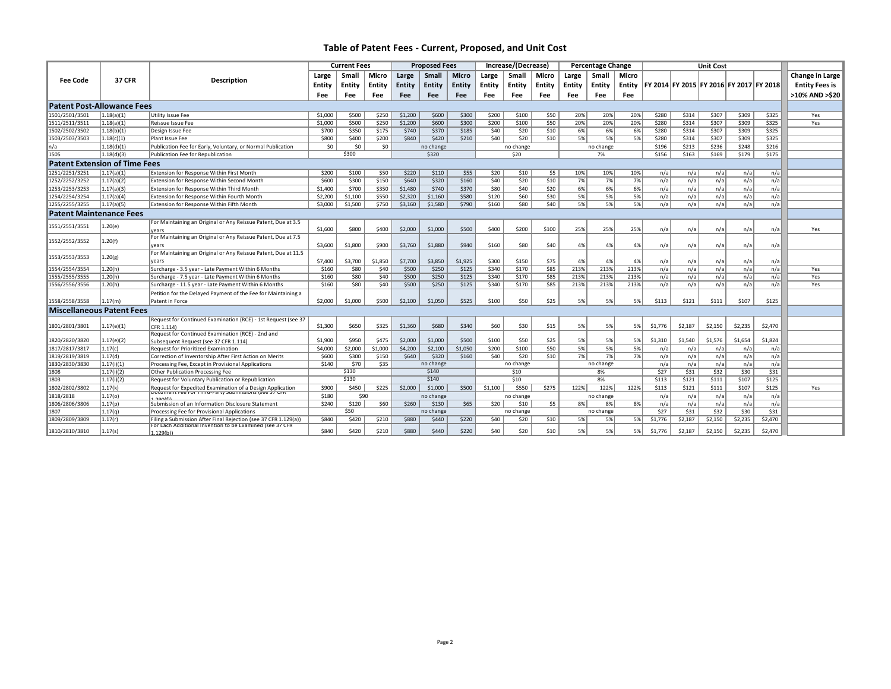## Table of Patent Fees - Current, Proposed, and Unit Cost

| Fee Code | 37 CFR | Description | Current Fees | | | Proposed Fees | | | Increase/(Decrease) | | | Percentage Change | | | Unit Cost | | | | | Change in Large Entity Fees is >10% AND >$20 |
|---|---|---|---|---|---|---|---|---|---|---|---|---|---|---|---|---|---|---|---|---|
| | | | Large Entity Fee | Small Entity Fee | Micro Entity Fee | Large Entity Fee | Small Entity Fee | Micro Entity Fee | Large Entity Fee | Small Entity Fee | Micro Entity Fee | Large Entity Fee | Small Entity Fee | Micro Entity Fee | FY 2014 | FY 2015 | FY 2016 | FY 2017 | FY 2018 | |
| **Patent Post-Allowance Fees** | | | | | | | | | | | | | | | | | | | | |
| 1501/2501/3501 | 1.18(a)(1) | Utility Issue Fee | $1,000 | $500 | $250 | $1,200 | $600 | $300 | $200 | $100 | $50 | 20% | 20% | 20% | $280 | $314 | $307 | $309 | $325 | Yes |
| 1511/2511/3511 | 1.18(a)(1) | Reissue Issue Fee | $1,000 | $500 | $250 | $1,200 | $600 | $300 | $200 | $100 | $50 | 20% | 20% | 20% | $280 | $314 | $307 | $309 | $325 | Yes |
| 1502/2502/3502 | 1.18(b)(1) | Design Issue Fee | $700 | $350 | $175 | $740 | $370 | $185 | $40 | $20 | $10 | 6% | 6% | 6% | $280 | $314 | $307 | $309 | $325 | |
| 1503/2503/3503 | 1.18(c)(1) | Plant Issue Fee | $800 | $400 | $200 | $840 | $420 | $210 | $40 | $20 | $10 | 5% | 5% | 5% | $280 | $314 | $307 | $309 | $325 | |
| n/a | 1.18(d)(1) | Publication Fee for Early, Voluntary, or Normal Publication | $0 | $0 | $0 | no change | | | no change | | | no change | | | $196 | $213 | $236 | $248 | $216 | |
| 1505 | 1.18(d)(3) | Publication Fee for Republication | $300 | | | $320 | | | $20 | | | 7% | | | $156 | $163 | $169 | $179 | $175 | |
| **Patent Extension of Time Fees** | | | | | | | | | | | | | | | | | | | | |
| 1251/2251/3251 | 1.17(a)(1) | Extension for Response Within First Month | $200 | $100 | $50 | $220 | $110 | $55 | $20 | $10 | $5 | 10% | 10% | 10% | n/a | n/a | n/a | n/a | n/a | |
| 1252/2252/3252 | 1.17(a)(2) | Extension for Response Within Second Month | $600 | $300 | $150 | $640 | $320 | $160 | $40 | $20 | $10 | 7% | 7% | 7% | n/a | n/a | n/a | n/a | n/a | |
| 1253/2253/3253 | 1.17(a)(3) | Extension for Response Within Third Month | $1,400 | $700 | $350 | $1,480 | $740 | $370 | $80 | $40 | $20 | 6% | 6% | 6% | n/a | n/a | n/a | n/a | n/a | |
| 1254/2254/3254 | 1.17(a)(4) | Extension for Response Within Fourth Month | $2,200 | $1,100 | $550 | $2,320 | $1,160 | $580 | $120 | $60 | $30 | 5% | 5% | 5% | n/a | n/a | n/a | n/a | n/a | |
| 1255/2255/3255 | 1.17(a)(5) | Extension for Response Within Fifth Month | $3,000 | $1,500 | $750 | $3,160 | $1,580 | $790 | $160 | $80 | $40 | 5% | 5% | 5% | n/a | n/a | n/a | n/a | n/a | |
| **Patent Maintenance Fees** | | | | | | | | | | | | | | | | | | | | |
| 1551/2551/3551 | 1.20(e) | For Maintaining an Original or Any Reissue Patent, Due at 3.5 years | $1,600 | $800 | $400 | $2,000 | $1,000 | $500 | $400 | $200 | $100 | 25% | 25% | 25% | n/a | n/a | n/a | n/a | n/a | Yes |
| 1552/2552/3552 | 1.20(f) | For Maintaining an Original or Any Reissue Patent, Due at 7.5 years | $3,600 | $1,800 | $900 | $3,760 | $1,880 | $940 | $160 | $80 | $40 | 4% | 4% | 4% | n/a | n/a | n/a | n/a | n/a | |
| 1553/2553/3553 | 1.20(g) | For Maintaining an Original or Any Reissue Patent, Due at 11.5 years | $7,400 | $3,700 | $1,850 | $7,700 | $3,850 | $1,925 | $300 | $150 | $75 | 4% | 4% | 4% | n/a | n/a | n/a | n/a | n/a | |
| 1554/2554/3554 | 1.20(h) | Surcharge - 3.5 year - Late Payment Within 6 Months | $160 | $80 | $40 | $500 | $250 | $125 | $340 | $170 | $85 | 213% | 213% | 213% | n/a | n/a | n/a | n/a | n/a | Yes |
| 1555/2555/3555 | 1.20(h) | Surcharge - 7.5 year - Late Payment Within 6 Months | $160 | $80 | $40 | $500 | $250 | $125 | $340 | $170 | $85 | 213% | 213% | 213% | n/a | n/a | n/a | n/a | n/a | Yes |
| 1556/2556/3556 | 1.20(h) | Surcharge - 11.5 year - Late Payment Within 6 Months | $160 | $80 | $40 | $500 | $250 | $125 | $340 | $170 | $85 | 213% | 213% | 213% | n/a | n/a | n/a | n/a | n/a | Yes |
| 1558/2558/3558 | 1.17(m) | Petition for the Delayed Payment of the Fee for Maintaining a Patent in Force | $2,000 | $1,000 | $500 | $2,100 | $1,050 | $525 | $100 | $50 | $25 | 5% | 5% | 5% | $113 | $121 | $111 | $107 | $125 | |
| **Miscellaneous Patent Fees** | | | | | | | | | | | | | | | | | | | | |
| 1801/2801/3801 | 1.17(e)(1) | Request for Continued Examination (RCE) - 1st Request (see 37 CFR 1.114) | $1,300 | $650 | $325 | $1,360 | $680 | $340 | $60 | $30 | $15 | 5% | 5% | 5% | $1,776 | $2,187 | $2,150 | $2,235 | $2,470 | |
| 1820/2820/3820 | 1.17(e)(2) | Request for Continued Examination (RCE) - 2nd and Subsequent Request (see 37 CFR 1.114) | $1,900 | $950 | $475 | $2,000 | $1,000 | $500 | $100 | $50 | $25 | 5% | 5% | 5% | $1,310 | $1,540 | $1,576 | $1,654 | $1,824 | |
| 1817/2817/3817 | 1.17(c) | Request for Prioritized Examination | $4,000 | $2,000 | $1,000 | $4,200 | $2,100 | $1,050 | $200 | $100 | $50 | 5% | 5% | 5% | n/a | n/a | n/a | n/a | n/a | |
| 1819/2819/3819 | 1.17(d) | Correction of Inventorship After First Action on Merits | $600 | $300 | $150 | $640 | $320 | $160 | $40 | $20 | $10 | 7% | 7% | 7% | n/a | n/a | n/a | n/a | n/a | |
| 1830/2830/3830 | 1.17(i)(1) | Processing Fee, Except in Provisional Applications | $140 | $70 | $35 | no change | | | no change | | | no change | | | n/a | n/a | n/a | n/a | n/a | |
| 1808 | 1.17(i)(2) | Other Publication Processing Fee | $130 | | | $140 | | | $10 | | | 8% | | | $27 | $31 | $32 | $30 | $31 | |
| 1803 | 1.17(i)(2) | Request for Voluntary Publication or Republication | $130 | | | $140 | | | $10 | | | 8% | | | $113 | $121 | $111 | $107 | $125 | |
| 1802/2802/3802 | 1.17(k) | Request for Expedited Examination of a Design Application | $900 | $450 | $225 | $2,000 | $1,000 | $500 | $1,100 | $550 | $275 | 122% | 122% | 122% | $113 | $121 | $111 | $107 | $125 | Yes |
| 1818/2818 | 1.17(o) | Document Fee For Third-Party Submissions (see 37 CFR 1.290(f)) | $180 | $90 | | no change | | | no change | | | no change | | | n/a | n/a | n/a | n/a | n/a | |
| 1806/2806/3806 | 1.17(p) | Submission of an Information Disclosure Statement | $240 | $120 | $60 | $260 | $130 | $65 | $20 | $10 | $5 | 8% | 8% | 8% | n/a | n/a | n/a | n/a | n/a | |
| 1807 | 1.17(q) | Processing Fee for Provisional Applications | $50 | | | no change | | | no change | | | no change | | | $27 | $31 | $32 | $30 | $31 | |
| 1809/2809/3809 | 1.17(r) | Filing a Submission After Final Rejection (see 37 CFR 1.129(a)) | $840 | $420 | $210 | $880 | $440 | $220 | $40 | $20 | $10 | 5% | 5% | 5% | $1,776 | $2,187 | $2,150 | $2,235 | $2,470 | |
| 1810/2810/3810 | 1.17(s) | For Each Additional Invention to be Examined (see 37 CFR 1.129(b)) | $840 | $420 | $210 | $880 | $440 | $220 | $40 | $20 | $10 | 5% | 5% | 5% | $1,776 | $2,187 | $2,150 | $2,235 | $2,470 | |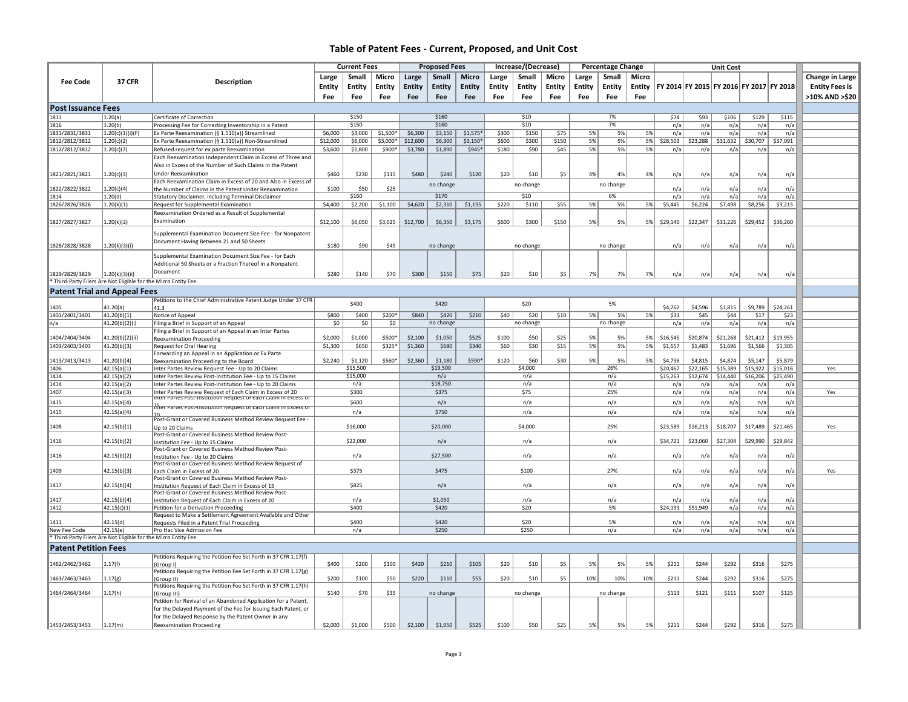# Table of Patent Fees - Current, Proposed, and Unit Cost

| Fee Code | 37 CFR | Description | Current Fees | | | Proposed Fees | | | Increase/(Decrease) | | | Percentage Change | | | Unit Cost | | | | | Change in Large Entity Fees is >10% AND >$20 |
|---|---|---|---|---|---|---|---|---|---|---|---|---|---|---|---|---|---|---|---|---|
| | | | Large Entity Fee | Small Entity Fee | Micro Entity Fee | Large Entity Fee | Small Entity Fee | Micro Entity Fee | Large Entity Fee | Small Entity Fee | Micro Entity Fee | Large Entity Fee | Small Entity Fee | Micro Entity Fee | FY 2014 | FY 2015 | FY 2016 | FY 2017 | FY 2018 | |
| **Post Issuance Fees** | | | | | | | | | | | | | | | | | | | | |
| 1811 | 1.20(a) | Certificate of Correction | | $150 | | | $160 | | | $10 | | | 7% | | $74 | $93 | $106 | $129 | $115 | |
| 1816 | 1.20(b) | Processing Fee for Correcting Inventorship in a Patent | | $150 | | | $160 | | | $10 | | | 7% | | n/a | n/a | n/a | n/a | n/a | |
| 1831/2831/3831 | 1.20(c)(1)(i)(F) | Ex Parte Reexamination (§ 1.510(a)) Streamlined | $6,000 | $3,000 | $1,500* | $6,300 | $3,150 | $1,575* | $300 | $150 | $75 | 5% | 5% | 5% | n/a | n/a | n/a | n/a | n/a | |
| 1812/2812/3812 | 1.20(c)(2) | Ex Parte Reexamination (§ 1.510(a)) Non-Streamlined | $12,000 | $6,000 | $3,000* | $12,600 | $6,300 | $3,150* | $600 | $300 | $150 | 5% | 5% | 5% | $28,503 | $23,288 | $31,632 | $30,707 | $37,091 | |
| 1812/2812/3812 | 1.20(c)(7) | Refused request for ex parte Reexamination | $3,600 | $1,800 | $900* | $3,780 | $1,890 | $945* | $180 | $90 | $45 | 5% | 5% | 5% | n/a | n/a | n/a | n/a | n/a | |
| 1821/2821/3821 | 1.20(c)(3) | Each Reexamination Independent Claim in Excess of Three and Also in Excess of the Number of Such Claims in the Patent Under Reexamination | $460 | $230 | $115 | $480 | $240 | $120 | $20 | $10 | $5 | 4% | 4% | 4% | n/a | n/a | n/a | n/a | n/a | |
| 1822/2822/3822 | 1.20(c)(4) | Each Reexamination Claim in Excess of 20 and Also in Excess of the Number of Claims in the Patent Under Reexamination | $100 | $50 | $25 | | no change | | | no change | | | no change | | n/a | n/a | n/a | n/a | n/a | |
| 1814 | 1.20(d) | Statutory Disclaimer, Including Terminal Disclaimer | | $160 | | | $170 | | | $10 | | | 6% | | n/a | n/a | n/a | n/a | n/a | |
| 1826/2826/3826 | 1.20(k)(1) | Request for Supplemental Examination | $4,400 | $2,200 | $1,100 | $4,620 | $2,310 | $1,155 | $220 | $110 | $55 | 5% | 5% | 5% | $5,445 | $6,224 | $7,498 | $8,256 | $9,215 | |
| 1827/2827/3827 | 1.20(k)(2) | Reexamination Ordered as a Result of Supplemental Examination | $12,100 | $6,050 | $3,025 | $12,700 | $6,350 | $3,175 | $600 | $300 | $150 | 5% | 5% | 5% | $29,140 | $22,347 | $31,226 | $29,452 | $36,260 | |
| 1828/2828/3828 | 1.20(k)(3)(i) | Supplemental Examination Document Size Fee - for Nonpatent Document Having Between 21 and 50 Sheets | $180 | $90 | $45 | | no change | | | no change | | | no change | | n/a | n/a | n/a | n/a | n/a | |
| 1829/2829/3829 | 1.20(k)(3)(ii) | Supplemental Examination Document Size Fee - for Each Additional 50 Sheets or a Fraction Thereof in a Nonpatent Document | $280 | $140 | $70 | $300 | $150 | $75 | $20 | $10 | $5 | 7% | 7% | 7% | n/a | n/a | n/a | n/a | n/a | |
| * Third-Party Filers Are Not Eligible for the Micro Entity Fee. | | | | | | | | | | | | | | | | | | | | |
| **Patent Trial and Appeal Fees** | | | | | | | | | | | | | | | | | | | | |
| 1405 | 41.20(a) | Petitions to the Chief Administrative Patent Judge Under 37 CFR 41.3 | | $400 | | | $420 | | | $20 | | | 5% | | $4,762 | $4,596 | $1,815 | $9,789 | $24,261 | |
| 1401/2401/3401 | 41.20(b)(1) | Notice of Appeal | $800 | $400 | $200* | $840 | $420 | $210 | $40 | $20 | $10 | 5% | 5% | 5% | $33 | $45 | $44 | $17 | $23 | |
| n/a | 41.20(b)(2)(i) | Filing a Brief in Support of an Appeal | $0 | $0 | $0 | | no change | | | no change | | | no change | | n/a | n/a | n/a | n/a | n/a | |
| 1404/2404/3404 | 41.20(b)(2)(ii) | Filing a Brief in Support of an Appeal in an Inter Partes Reexamination Proceeding | $2,000 | $1,000 | $500* | $2,100 | $1,050 | $525 | $100 | $50 | $25 | 5% | 5% | 5% | $16,545 | $20,874 | $21,268 | $21,412 | $19,955 | |
| 1403/2403/3403 | 41.20(b)(3) | Request for Oral Hearing | $1,300 | $650 | $325* | $1,360 | $680 | $340 | $60 | $30 | $15 | 5% | 5% | 5% | $1,657 | $1,483 | $1,696 | $1,566 | $1,305 | |
| 1413/2413/3413 | 41.20(b)(4) | Forwarding an Appeal in an Application or Ex Parte Reexamination Proceeding to the Board | $2,240 | $1,120 | $560* | $2,360 | $1,180 | $590* | $120 | $60 | $30 | 5% | 5% | 5% | $4,736 | $4,815 | $4,874 | $5,147 | $5,879 | |
| 1406 | 42.15(a)(1) | Inter Partes Review Request Fee - Up to 20 Claims | | $15,500 | | | $19,500 | | | $4,000 | | | 26% | | $20,467 | $22,165 | $15,389 | $15,922 | $15,016 | Yes |
| 1414 | 42.15(a)(2) | Inter Partes Review Post-Institution Fee - Up to 15 Claims | | $15,000 | | | n/a | | | n/a | | | n/a | | $15,263 | $12,674 | $14,440 | $16,206 | $25,490 | |
| 1414 | 42.15(a)(2) | Inter Partes Review Post-Institution Fee - Up to 20 Claims | | n/a | | | $18,750 | | | n/a | | | n/a | | n/a | n/a | n/a | n/a | n/a | |
| 1407 | 42.15(a)(3) | Inter Partes Review Request of Each Claim in Excess of 20 | | $300 | | | $375 | | | $75 | | | 25% | | n/a | n/a | n/a | n/a | n/a | Yes |
| 1415 | 42.15(a)(4) | Inter Partes Post-Institution Request of Each Claim in Excess of 15 | | $600 | | | n/a | | | n/a | | | n/a | | n/a | n/a | n/a | n/a | n/a | |
| 1415 | 42.15(a)(4) | Inter Partes Post-Institution Request of Each Claim in Excess of 20 | | n/a | | | $750 | | | n/a | | | n/a | | n/a | n/a | n/a | n/a | n/a | |
| 1408 | 42.15(b)(1) | Post-Grant or Covered Business Method Review Request Fee - Up to 20 Claims | | $16,000 | | | $20,000 | | | $4,000 | | | 25% | | $23,589 | $16,213 | $18,707 | $17,489 | $21,465 | Yes |
| 1416 | 42.15(b)(2) | Post-Grant or Covered Business Method Review Post-Institution Fee - Up to 15 Claims | | $22,000 | | | n/a | | | n/a | | | n/a | | $34,721 | $23,060 | $27,304 | $29,990 | $29,842 | |
| 1416 | 42.15(b)(2) | Post-Grant or Covered Business Method Review Post-Institution Fee - Up to 20 Claims | | n/a | | | $27,500 | | | n/a | | | n/a | | n/a | n/a | n/a | n/a | n/a | |
| 1409 | 42.15(b)(3) | Post-Grant or Covered Business Method Review Request of Each Claim in Excess of 20 | | $375 | | | $475 | | | $100 | | | 27% | | n/a | n/a | n/a | n/a | n/a | Yes |
| 1417 | 42.15(b)(4) | Post-Grant or Covered Business Method Review Post-Institution Request of Each Claim in Excess of 15 | | $825 | | | n/a | | | n/a | | | n/a | | n/a | n/a | n/a | n/a | n/a | |
| 1417 | 42.15(b)(4) | Post-Grant or Covered Business Method Review Post-Institution Request of Each Claim in Excess of 20 | | n/a | | | $1,050 | | | n/a | | | n/a | | n/a | n/a | n/a | n/a | n/a | |
| 1412 | 42.15(c)(1) | Petition for a Derivation Proceeding | | $400 | | | $420 | | | $20 | | | 5% | | $24,193 | $51,949 | n/a | n/a | n/a | |
| 1411 | 42.15(d) | Request to Make a Settlement Agreement Available and Other Requests Filed in a Patent Trial Proceeding | | $400 | | | $420 | | | $20 | | | 5% | | n/a | n/a | n/a | n/a | n/a | |
| New Fee Code | 42.15(e) | Pro Hac Vice Admission Fee | | n/a | | | $250 | | | $250 | | | n/a | | n/a | n/a | n/a | n/a | n/a | |
| * Third-Party Filers Are Not Eligible for the Micro Entity Fee. | | | | | | | | | | | | | | | | | | | | |
| **Patent Petition Fees** | | | | | | | | | | | | | | | | | | | | |
| 1462/2462/3462 | 1.17(f) | Petitions Requiring the Petition Fee Set Forth in 37 CFR 1.17(f) (Group I) | $400 | $200 | $100 | $420 | $210 | $105 | $20 | $10 | $5 | 5% | 5% | 5% | $211 | $244 | $292 | $316 | $275 | |
| 1463/2463/3463 | 1.17(g) | Petitions Requiring the Petition Fee Set Forth in 37 CFR 1.17(g) (Group II) | $200 | $100 | $50 | $220 | $110 | $55 | $20 | $10 | $5 | 10% | 10% | 10% | $211 | $244 | $292 | $316 | $275 | |
| 1464/2464/3464 | 1.17(h) | Petitions Requiring the Petition Fee Set Forth in 37 CFR 1.17(h) (Group III) | $140 | $70 | $35 | | no change | | | no change | | | no change | | $113 | $121 | $111 | $107 | $125 | |
| 1453/2453/3453 | 1.17(m) | Petition for Revival of an Abandoned Application for a Patent, for the Delayed Payment of the Fee for Issuing Each Patent, or for the Delayed Response by the Patent Owner in any Reexamination Proceeding | $2,000 | $1,000 | $500 | $2,100 | $1,050 | $525 | $100 | $50 | $25 | 5% | 5% | 5% | $211 | $244 | $292 | $316 | $275 | |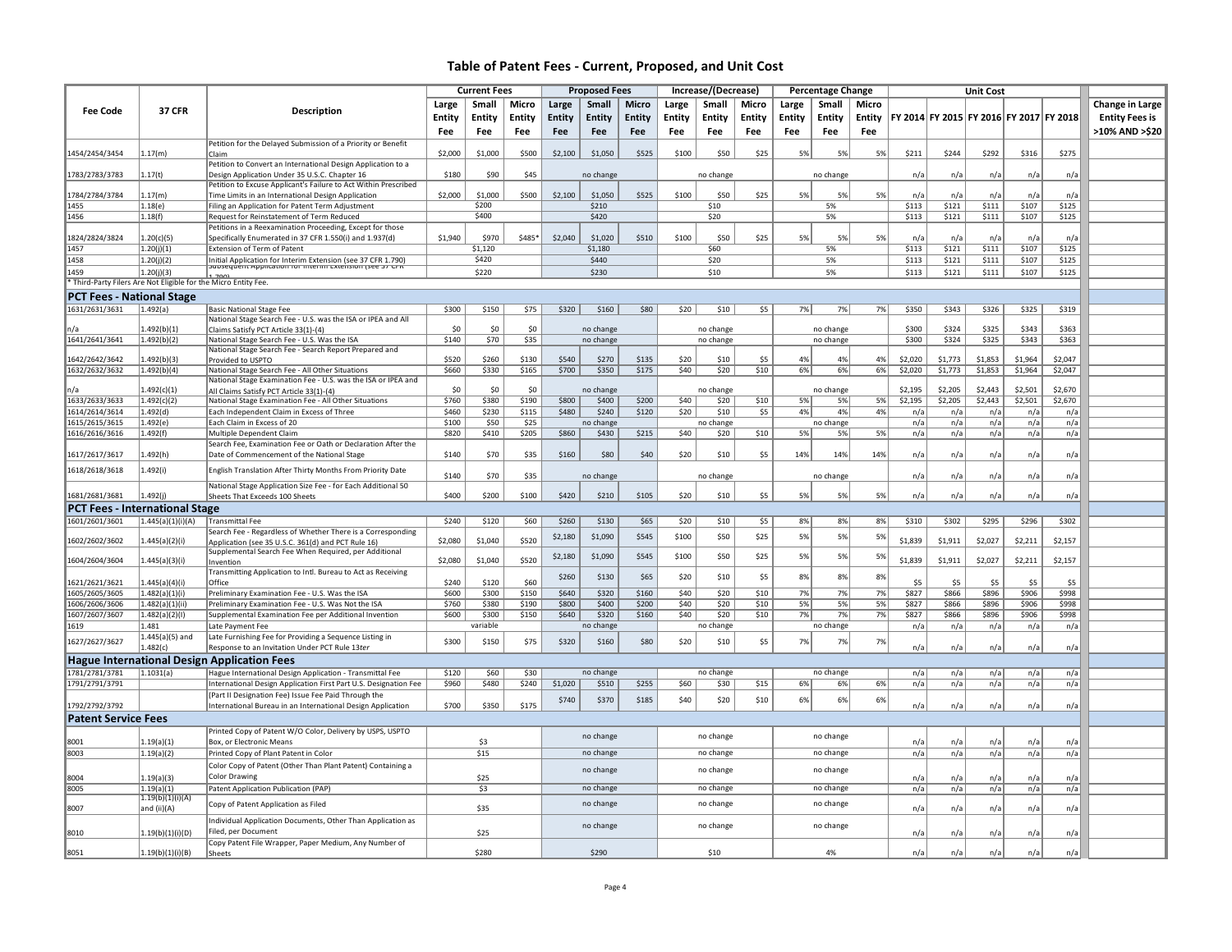## Table of Patent Fees - Current, Proposed, and Unit Cost

| Fee Code | 37 CFR | Description | Current Fees | | | Proposed Fees | | | Increase/(Decrease) | | | Percentage Change | | | Unit Cost | | | | | Change in Large Entity Fees is >10% AND >$20 |
|---|---|---|---|---|---|---|---|---|---|---|---|---|---|---|---|---|---|---|---|---|
| | | | Large Entity Fee | Small Entity Fee | Micro Entity Fee | Large Entity Fee | Small Entity Fee | Micro Entity Fee | Large Entity Fee | Small Entity Fee | Micro Entity Fee | Large Entity Fee | Small Entity Fee | Micro Entity Fee | FY 2014 | FY 2015 | FY 2016 | FY 2017 | FY 2018 | |
| 1454/2454/3454 | 1.17(m) | Petition for the Delayed Submission of a Priority or Benefit Claim | $2,000 | $1,000 | $500 | $2,100 | $1,050 | $525 | $100 | $50 | $25 | 5% | 5% | 5% | $211 | $244 | $292 | $316 | $275 | |
| 1783/2783/3783 | 1.17(t) | Petition to Convert an International Design Application to a Design Application Under 35 U.S.C. Chapter 16 | $180 | $90 | $45 | | no change | | | no change | | | no change | | n/a | n/a | n/a | n/a | n/a | |
| 1784/2784/3784 | 1.17(m) | Petition to Excuse Applicant's Failure to Act Within Prescribed Time Limits in an International Design Application | $2,000 | $1,000 | $500 | $2,100 | $1,050 | $525 | $100 | $50 | $25 | 5% | 5% | 5% | n/a | n/a | n/a | n/a | n/a | |
| 1455 | 1.18(e) | Filing an Application for Patent Term Adjustment | | $200 | | | $210 | | | $10 | | | 5% | | $113 | $121 | $111 | $107 | $125 | |
| 1456 | 1.18(f) | Request for Reinstatement of Term Reduced | | $400 | | | $420 | | | $20 | | | 5% | | $113 | $121 | $111 | $107 | $125 | |
| 1824/2824/3824 | 1.20(c)(5) | Petitions in a Reexamination Proceeding, Except for those Specifically Enumerated in 37 CFR 1.550(i) and 1.937(d) | $1,940 | $970 | $485* | $2,040 | $1,020 | $510 | $100 | $50 | $25 | 5% | 5% | 5% | n/a | n/a | n/a | n/a | n/a | |
| 1457 | 1.20(j)(1) | Extension of Term of Patent | | $1,120 | | | $1,180 | | | $60 | | | 5% | | $113 | $121 | $111 | $107 | $125 | |
| 1458 | 1.20(j)(2) | Initial Application for Interim Extension (see 37 CFR 1.790) | | $420 | | | $440 | | | $20 | | | 5% | | $113 | $121 | $111 | $107 | $125 | |
| 1459 | 1.20(j)(3) | Subsequent Application for Interim Extension (see 37 CFR 1.790) | | $220 | | | $230 | | | $10 | | | 5% | | $113 | $121 | $111 | $107 | $125 | |
| * Third-Party Filers Are Not Eligible for the Micro Entity Fee. | | | | | | | | | | | | | | | | | | | | |
| **PCT Fees - National Stage** | | | | | | | | | | | | | | | | | | | | |
| 1631/2631/3631 | 1.492(a) | Basic National Stage Fee | $300 | $150 | $75 | $320 | $160 | $80 | $20 | $10 | $5 | 7% | 7% | 7% | $350 | $343 | $326 | $325 | $319 | |
| n/a | 1.492(b)(1) | National Stage Search Fee - U.S. was the ISA or IPEA and All Claims Satisfy PCT Article 33(1)-(4) | $0 | $0 | $0 | | no change | | | no change | | | no change | | $300 | $324 | $325 | $343 | $363 | |
| 1641/2641/3641 | 1.492(b)(2) | National Stage Search Fee - U.S. Was the ISA | $140 | $70 | $35 | | no change | | | no change | | | no change | | $300 | $324 | $325 | $343 | $363 | |
| 1642/2642/3642 | 1.492(b)(3) | National Stage Search Fee - Search Report Prepared and Provided to USPTO | $520 | $260 | $130 | $540 | $270 | $135 | $20 | $10 | $5 | 4% | 4% | 4% | $2,020 | $1,773 | $1,853 | $1,964 | $2,047 | |
| 1632/2632/3632 | 1.492(b)(4) | National Stage Search Fee - All Other Situations | $660 | $330 | $165 | $700 | $350 | $175 | $40 | $20 | $10 | 6% | 6% | 6% | $2,020 | $1,773 | $1,853 | $1,964 | $2,047 | |
| n/a | 1.492(c)(1) | National Stage Examination Fee - U.S. was the ISA or IPEA and All Claims Satisfy PCT Article 33(1)-(4) | $0 | $0 | $0 | | no change | | | no change | | | no change | | $2,195 | $2,205 | $2,443 | $2,501 | $2,670 | |
| 1633/2633/3633 | 1.492(c)(2) | National Stage Examination Fee - All Other Situations | $760 | $380 | $190 | $800 | $400 | $200 | $40 | $20 | $10 | 5% | 5% | 5% | $2,195 | $2,205 | $2,443 | $2,501 | $2,670 | |
| 1614/2614/3614 | 1.492(d) | Each Independent Claim in Excess of Three | $460 | $230 | $115 | $480 | $240 | $120 | $20 | $10 | $5 | 4% | 4% | 4% | n/a | n/a | n/a | n/a | n/a | |
| 1615/2615/3615 | 1.492(e) | Each Claim in Excess of 20 | $100 | $50 | $25 | | no change | | | no change | | | no change | | n/a | n/a | n/a | n/a | n/a | |
| 1616/2616/3616 | 1.492(f) | Multiple Dependent Claim | $820 | $410 | $205 | $860 | $430 | $215 | $40 | $20 | $10 | 5% | 5% | 5% | n/a | n/a | n/a | n/a | n/a | |
| 1617/2617/3617 | 1.492(h) | Search Fee, Examination Fee or Oath or Declaration After the Date of Commencement of the National Stage | $140 | $70 | $35 | $160 | $80 | $40 | $20 | $10 | $5 | 14% | 14% | 14% | n/a | n/a | n/a | n/a | n/a | |
| 1618/2618/3618 | 1.492(i) | English Translation After Thirty Months From Priority Date | $140 | $70 | $35 | | no change | | | no change | | | no change | | n/a | n/a | n/a | n/a | n/a | |
| 1681/2681/3681 | 1.492(j) | National Stage Application Size Fee - for Each Additional 50 Sheets That Exceeds 100 Sheets | $400 | $200 | $100 | $420 | $210 | $105 | $20 | $10 | $5 | 5% | 5% | 5% | n/a | n/a | n/a | n/a | n/a | |
| **PCT Fees - International Stage** | | | | | | | | | | | | | | | | | | | | |
| 1601/2601/3601 | 1.445(a)(1)(i)(A) | Transmittal Fee | $240 | $120 | $60 | $260 | $130 | $65 | $20 | $10 | $5 | 8% | 8% | 8% | $310 | $302 | $295 | $296 | $302 | |
| 1602/2602/3602 | 1.445(a)(2)(i) | Search Fee - Regardless of Whether There is a Corresponding Application (see 35 U.S.C. 361(d) and PCT Rule 16) | $2,080 | $1,040 | $520 | $2,180 | $1,090 | $545 | $100 | $50 | $25 | 5% | 5% | 5% | $1,839 | $1,911 | $2,027 | $2,211 | $2,157 | |
| 1604/2604/3604 | 1.445(a)(3)(i) | Supplemental Search Fee When Required, per Additional Invention | $2,080 | $1,040 | $520 | $2,180 | $1,090 | $545 | $100 | $50 | $25 | 5% | 5% | 5% | $1,839 | $1,911 | $2,027 | $2,211 | $2,157 | |
| 1621/2621/3621 | 1.445(a)(4)(i) | Transmitting Application to Intl. Bureau to Act as Receiving Office | $240 | $120 | $60 | $260 | $130 | $65 | $20 | $10 | $5 | 8% | 8% | 8% | $5 | $5 | $5 | $5 | $5 | |
| 1605/2605/3605 | 1.482(a)(1)(i) | Preliminary Examination Fee - U.S. Was the ISA | $600 | $300 | $150 | $640 | $320 | $160 | $40 | $20 | $10 | 7% | 7% | 7% | $827 | $866 | $896 | $906 | $998 | |
| 1606/2606/3606 | 1.482(a)(1)(ii) | Preliminary Examination Fee - U.S. Was Not the ISA | $760 | $380 | $190 | $800 | $400 | $200 | $40 | $20 | $10 | 5% | 5% | 5% | $827 | $866 | $896 | $906 | $998 | |
| 1607/2607/3607 | 1.482(a)(2)(i) | Supplemental Examination Fee per Additional Invention | $600 | $300 | $150 | $640 | $320 | $160 | $40 | $20 | $10 | 7% | 7% | 7% | $827 | $866 | $896 | $906 | $998 | |
| 1619 | 1.481 | Late Payment Fee | | variable | | | no change | | | no change | | | no change | | n/a | n/a | n/a | n/a | n/a | |
| 1627/2627/3627 | 1.445(a)(5) and 1.482(c) | Late Furnishing Fee for Providing a Sequence Listing in Response to an Invitation Under PCT Rule 13*ter* | $300 | $150 | $75 | $320 | $160 | $80 | $20 | $10 | $5 | 7% | 7% | 7% | n/a | n/a | n/a | n/a | n/a | |
| **Hague International Design Application Fees** | | | | | | | | | | | | | | | | | | | | |
| 1781/2781/3781 | 1.1031(a) | Hague International Design Application - Transmittal Fee | $120 | $60 | $30 | | no change | | | no change | | | no change | | n/a | n/a | n/a | n/a | n/a | |
| 1791/2791/3791 | | International Design Application First Part U.S. Designation Fee | $960 | $480 | $240 | $1,020 | $510 | $255 | $60 | $30 | $15 | 6% | 6% | 6% | n/a | n/a | n/a | n/a | n/a | |
| 1792/2792/3792 | | (Part II Designation Fee) Issue Fee Paid Through the International Bureau in an International Design Application | $700 | $350 | $175 | $740 | $370 | $185 | $40 | $20 | $10 | 6% | 6% | 6% | n/a | n/a | n/a | n/a | n/a | |
| **Patent Service Fees** | | | | | | | | | | | | | | | | | | | | |
| 8001 | 1.19(a)(1) | Printed Copy of Patent W/O Color, Delivery by USPS, USPTO Box, or Electronic Means | | $3 | | | no change | | | no change | | | no change | | n/a | n/a | n/a | n/a | n/a | |
| 8003 | 1.19(a)(2) | Printed Copy of Plant Patent in Color | | $15 | | | no change | | | no change | | | no change | | n/a | n/a | n/a | n/a | n/a | |
| 8004 | 1.19(a)(3) | Color Copy of Patent (Other Than Plant Patent) Containing a Color Drawing | | $25 | | | no change | | | no change | | | no change | | n/a | n/a | n/a | n/a | n/a | |
| 8005 | 1.19(a)(1) | Patent Application Publication (PAP) | | $3 | | | no change | | | no change | | | no change | | n/a | n/a | n/a | n/a | n/a | |
| 8007 | 1.19(b)(1)(i)(A) and (ii)(A) | Copy of Patent Application as Filed | | $35 | | | no change | | | no change | | | no change | | n/a | n/a | n/a | n/a | n/a | |
| 8010 | 1.19(b)(1)(i)(D) | Individual Application Documents, Other Than Application as Filed, per Document | | $25 | | | no change | | | no change | | | no change | | n/a | n/a | n/a | n/a | n/a | |
| 8051 | 1.19(b)(1)(i)(B) | Copy Patent File Wrapper, Paper Medium, Any Number of Sheets | | $280 | | | $290 | | | $10 | | | 4% | | n/a | n/a | n/a | n/a | n/a | |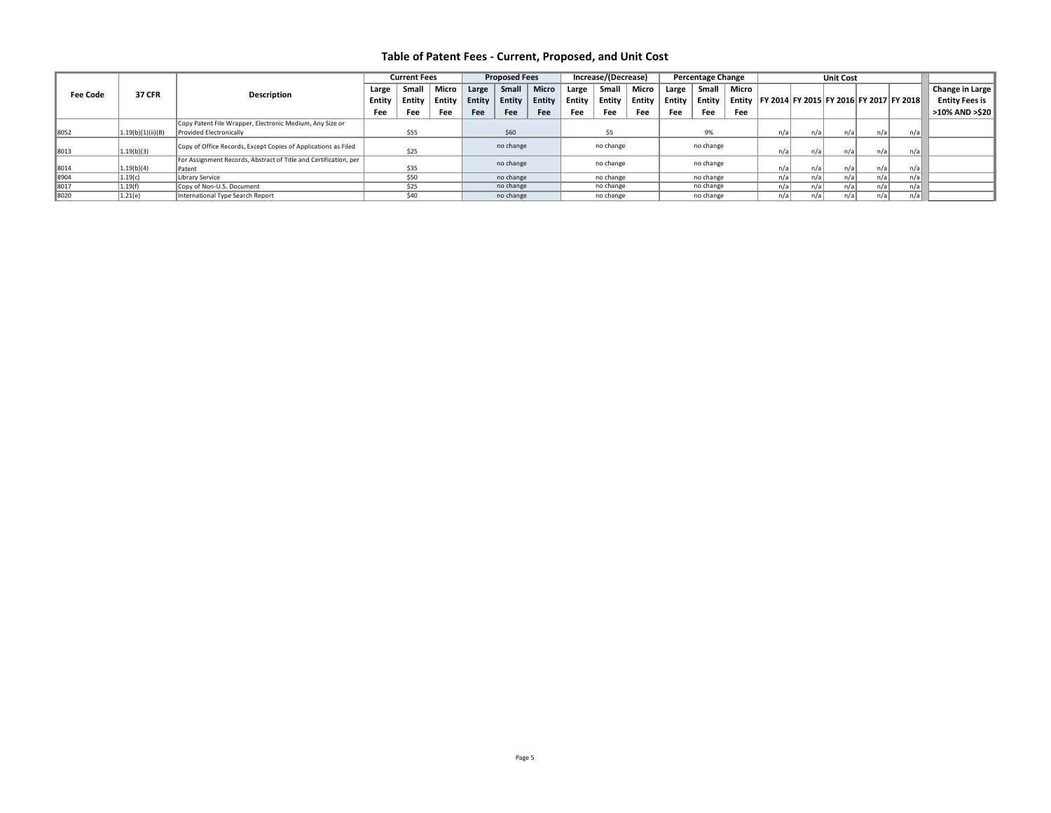## Table of Patent Fees - Current, Proposed, and Unit Cost

| Fee Code | 37 CFR | Description | Current Fees | | | Proposed Fees | | | Increase/(Decrease) | | | Percentage Change | | | Unit Cost | | | | | Change in Large Entity Fees is >10% AND >$20 |
|---|---|---|---|---|---|---|---|---|---|---|---|---|---|---|---|---|---|---|---|---|
| | | | Large Entity Fee | Small Entity Fee | Micro Entity Fee | Large Entity Fee | Small Entity Fee | Micro Entity Fee | Large Entity Fee | Small Entity Fee | Micro Entity Fee | Large Entity Fee | Small Entity Fee | Micro Entity Fee | FY 2014 | FY 2015 | FY 2016 | FY 2017 | FY 2018 | |
| 8052 | 1.19(b)(1)(ii)(B) | Copy Patent File Wrapper, Electronic Medium, Any Size or Provided Electronically | | $55 | | | $60 | | | $5 | | | 9% | | n/a | n/a | n/a | n/a | n/a | |
| 8013 | 1.19(b)(3) | Copy of Office Records, Except Copies of Applications as Filed | | $25 | | | no change | | | no change | | | no change | | n/a | n/a | n/a | n/a | n/a | |
| 8014 | 1.19(b)(4) | For Assignment Records, Abstract of Title and Certification, per Patent | | $35 | | | no change | | | no change | | | no change | | n/a | n/a | n/a | n/a | n/a | |
| 8904 | 1.19(c) | Library Service | | $50 | | | no change | | | no change | | | no change | | n/a | n/a | n/a | n/a | n/a | |
| 8017 | 1.19(f) | Copy of Non-U.S. Document | | $25 | | | no change | | | no change | | | no change | | n/a | n/a | n/a | n/a | n/a | |
| 8020 | 1.21(e) | International Type Search Report | | $40 | | | no change | | | no change | | | no change | | n/a | n/a | n/a | n/a | n/a | |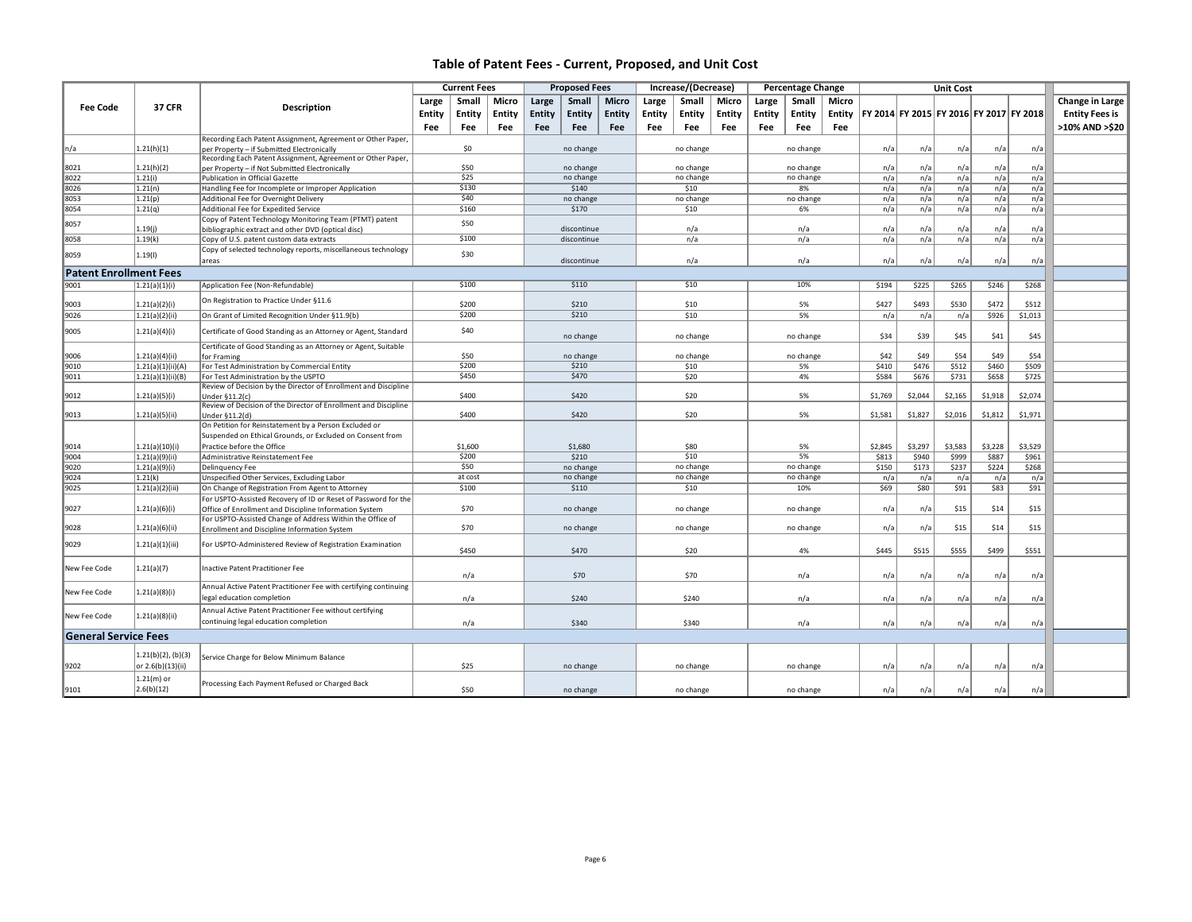# Table of Patent Fees - Current, Proposed, and Unit Cost

| Fee Code | 37 CFR | Description | Current Fees | | | Proposed Fees | | | Increase/(Decrease) | | | Percentage Change | | | Unit Cost | | | | | Change in Large Entity Fees is >10% AND >$20 |
|---|---|---|---|---|---|---|---|---|---|---|---|---|---|---|---|---|---|---|---|---|
| | | | Large Entity Fee | Small Entity Fee | Micro Entity Fee | Large Entity Fee | Small Entity Fee | Micro Entity Fee | Large Entity Fee | Small Entity Fee | Micro Entity Fee | Large Entity Fee | Small Entity Fee | Micro Entity Fee | FY 2014 | FY 2015 | FY 2016 | FY 2017 | FY 2018 | |
| n/a | 1.21(h)(1) | Recording Each Patent Assignment, Agreement or Other Paper, per Property – if Submitted Electronically | | $0 | | | no change | | | no change | | | no change | | n/a | n/a | n/a | n/a | n/a | |
| 8021 | 1.21(h)(2) | Recording Each Patent Assignment, Agreement or Other Paper, per Property – if Not Submitted Electronically | | $50 | | | no change | | | no change | | | no change | | n/a | n/a | n/a | n/a | n/a | |
| 8022 | 1.21(i) | Publication in Official Gazette | | $25 | | | no change | | | no change | | | no change | | n/a | n/a | n/a | n/a | n/a | |
| 8026 | 1.21(n) | Handling Fee for Incomplete or Improper Application | | $130 | | | $140 | | | $10 | | | 8% | | n/a | n/a | n/a | n/a | n/a | |
| 8053 | 1.21(p) | Additional Fee for Overnight Delivery | | $40 | | | no change | | | no change | | | no change | | n/a | n/a | n/a | n/a | n/a | |
| 8054 | 1.21(q) | Additional Fee for Expedited Service | | $160 | | | $170 | | | $10 | | | 6% | | n/a | n/a | n/a | n/a | n/a | |
| 8057 | 1.19(j) | Copy of Patent Technology Monitoring Team (PTMT) patent bibliographic extract and other DVD (optical disc) | | $50 | | | discontinue | | | n/a | | | n/a | | n/a | n/a | n/a | n/a | n/a | |
| 8058 | 1.19(k) | Copy of U.S. patent custom data extracts | | $100 | | | discontinue | | | n/a | | | n/a | | n/a | n/a | n/a | n/a | n/a | |
| 8059 | 1.19(l) | Copy of selected technology reports, miscellaneous technology areas | | $30 | | | discontinue | | | n/a | | | n/a | | n/a | n/a | n/a | n/a | n/a | |
| **Patent Enrollment Fees** | | | | | | | | | | | | | | | | | | | | |
| 9001 | 1.21(a)(1)(i) | Application Fee (Non-Refundable) | | $100 | | | $110 | | | $10 | | | 10% | | $194 | $225 | $265 | $246 | $268 | |
| 9003 | 1.21(a)(2)(i) | On Registration to Practice Under §11.6 | | $200 | | | $210 | | | $10 | | | 5% | | $427 | $493 | $530 | $472 | $512 | |
| 9026 | 1.21(a)(2)(ii) | On Grant of Limited Recognition Under §11.9(b) | | $200 | | | $210 | | | $10 | | | 5% | | n/a | n/a | n/a | $926 | $1,013 | |
| 9005 | 1.21(a)(4)(i) | Certificate of Good Standing as an Attorney or Agent, Standard | | $40 | | | no change | | | no change | | | no change | | $34 | $39 | $45 | $41 | $45 | |
| 9006 | 1.21(a)(4)(ii) | Certificate of Good Standing as an Attorney or Agent, Suitable for Framing | | $50 | | | no change | | | no change | | | no change | | $42 | $49 | $54 | $49 | $54 | |
| 9010 | 1.21(a)(1)(ii)(A) | For Test Administration by Commercial Entity | | $200 | | | $210 | | | $10 | | | 5% | | $410 | $476 | $512 | $460 | $509 | |
| 9011 | 1.21(a)(1)(ii)(B) | For Test Administration by the USPTO | | $450 | | | $470 | | | $20 | | | 4% | | $584 | $676 | $731 | $658 | $725 | |
| 9012 | 1.21(a)(5)(i) | Review of Decision by the Director of Enrollment and Discipline Under §11.2(c) | | $400 | | | $420 | | | $20 | | | 5% | | $1,769 | $2,044 | $2,165 | $1,918 | $2,074 | |
| 9013 | 1.21(a)(5)(ii) | Review of Decision of the Director of Enrollment and Discipline Under §11.2(d) | | $400 | | | $420 | | | $20 | | | 5% | | $1,581 | $1,827 | $2,016 | $1,812 | $1,971 | |
| 9014 | 1.21(a)(10)(i) | On Petition for Reinstatement by a Person Excluded or Suspended on Ethical Grounds, or Excluded on Consent from Practice before the Office | | $1,600 | | | $1,680 | | | $80 | | | 5% | | $2,845 | $3,297 | $3,583 | $3,228 | $3,529 | |
| 9004 | 1.21(a)(9)(ii) | Administrative Reinstatement Fee | | $200 | | | $210 | | | $10 | | | 5% | | $813 | $940 | $999 | $887 | $961 | |
| 9020 | 1.21(a)(9)(i) | Delinquency Fee | | $50 | | | no change | | | no change | | | no change | | $150 | $173 | $237 | $224 | $268 | |
| 9024 | 1.21(k) | Unspecified Other Services, Excluding Labor | | at cost | | | no change | | | no change | | | no change | | n/a | n/a | n/a | n/a | n/a | |
| 9025 | 1.21(a)(2)(iii) | On Change of Registration From Agent to Attorney | | $100 | | | $110 | | | $10 | | | 10% | | $69 | $80 | $91 | $83 | $91 | |
| 9027 | 1.21(a)(6)(i) | For USPTO-Assisted Recovery of ID or Reset of Password for the Office of Enrollment and Discipline Information System | | $70 | | | no change | | | no change | | | no change | | n/a | n/a | $15 | $14 | $15 | |
| 9028 | 1.21(a)(6)(ii) | For USPTO-Assisted Change of Address Within the Office of Enrollment and Discipline Information System | | $70 | | | no change | | | no change | | | no change | | n/a | n/a | $15 | $14 | $15 | |
| 9029 | 1.21(a)(1)(iii) | For USPTO-Administered Review of Registration Examination | | $450 | | | $470 | | | $20 | | | 4% | | $445 | $515 | $555 | $499 | $551 | |
| New Fee Code | 1.21(a)(7) | Inactive Patent Practitioner Fee | | n/a | | | $70 | | | $70 | | | n/a | | n/a | n/a | n/a | n/a | n/a | |
| New Fee Code | 1.21(a)(8)(i) | Annual Active Patent Practitioner Fee with certifying continuing legal education completion | | n/a | | | $240 | | | $240 | | | n/a | | n/a | n/a | n/a | n/a | n/a | |
| New Fee Code | 1.21(a)(8)(ii) | Annual Active Patent Practitioner Fee without certifying continuing legal education completion | | n/a | | | $340 | | | $340 | | | n/a | | n/a | n/a | n/a | n/a | n/a | |
| **General Service Fees** | | | | | | | | | | | | | | | | | | | | |
| 9202 | 1.21(b)(2), (b)(3) or 2.6(b)(13)(ii) | Service Charge for Below Minimum Balance | | $25 | | | no change | | | no change | | | no change | | n/a | n/a | n/a | n/a | n/a | |
| 9101 | 1.21(m) or 2.6(b)(12) | Processing Each Payment Refused or Charged Back | | $50 | | | no change | | | no change | | | no change | | n/a | n/a | n/a | n/a | n/a | |